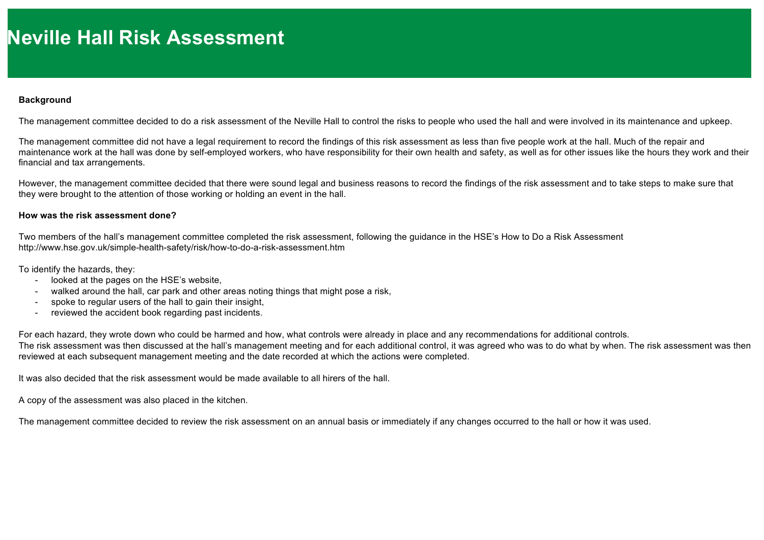# Neville Hall Risk Assessment

**Background**

The management committee decided to do a risk assessment of the Neville Hall to control the risks to people who used the hall and were involved in its maintenance and upkeep.

The management committee did not have a legal requirement to record the findings of this risk assessment as less than five people work at the hall. Much of the repair and maintenance work at the hall was done by self-employed workers, who have responsibility for their own health and safety, as well as for other issues like the hours they work and their financial and tax arrangements.

However, the management committee decided that there were sound legal and business reasons to record the findings of the risk assessment and to take steps to make sure that they were brought to the attention of those working or holding an event in the hall.

**How was the risk assessment done?**

Two members of the hall's management committee completed the risk assessment, following the guidance in the HSE's How to Do a Risk Assessment http://www.hse.gov.uk/simple-health-safety/risk/how-to-do-a-risk-assessment.htm

To identify the hazards, they:

- looked at the pages on the HSE's website,
- walked around the hall, car park and other areas noting things that might pose a risk,
- spoke to regular users of the hall to gain their insight,
- reviewed the accident book regarding past incidents.

For each hazard, they wrote down who could be harmed and how, what controls were already in place and any recommendations for additional controls.
The risk assessment was then discussed at the hall's management meeting and for each additional control, it was agreed who was to do what by when. The risk assessment was then reviewed at each subsequent management meeting and the date recorded at which the actions were completed.

It was also decided that the risk assessment would be made available to all hirers of the hall.

A copy of the assessment was also placed in the kitchen.

The management committee decided to review the risk assessment on an annual basis or immediately if any changes occurred to the hall or how it was used.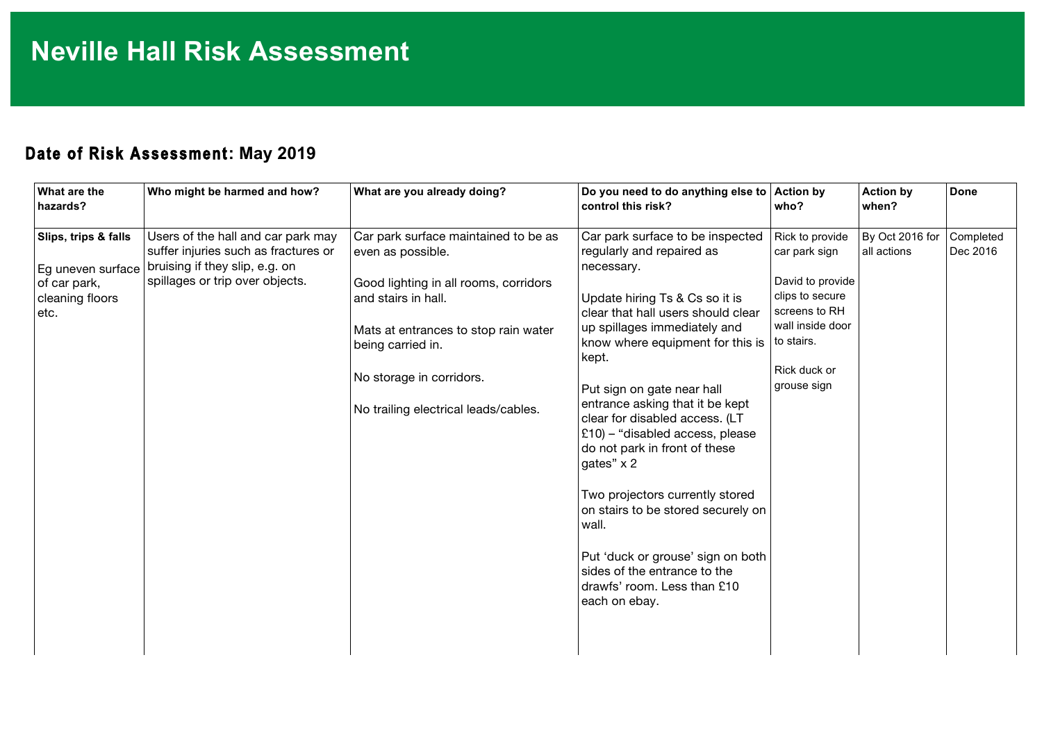# Neville Hall Risk Assessment

## Date of Risk Assessment: May 2019

| What are the hazards? | Who might be harmed and how? | What are you already doing? | Do you need to do anything else to control this risk? | Action by who? | Action by when? | Done |
|---|---|---|---|---|---|---|
| **Slips, trips & falls**<br><br>Eg uneven surface of car park, cleaning floors etc. | Users of the hall and car park may suffer injuries such as fractures or bruising if they slip, e.g. on spillages or trip over objects. | Car park surface maintained to be as even as possible.<br><br>Good lighting in all rooms, corridors and stairs in hall.<br><br>Mats at entrances to stop rain water being carried in.<br><br>No storage in corridors.<br><br>No trailing electrical leads/cables. | Car park surface to be inspected regularly and repaired as necessary.<br><br>Update hiring Ts & Cs so it is clear that hall users should clear up spillages immediately and know where equipment for this is kept.<br><br>Put sign on gate near hall entrance asking that it be kept clear for disabled access. (LT £10) – "disabled access, please do not park in front of these gates" x 2<br><br>Two projectors currently stored on stairs to be stored securely on wall.<br><br>Put 'duck or grouse' sign on both sides of the entrance to the drawfs' room. Less than £10 each on ebay. | Rick to provide car park sign<br><br>David to provide clips to secure screens to RH wall inside door to stairs.<br><br>Rick duck or grouse sign | By Oct 2016 for all actions | Completed Dec 2016 |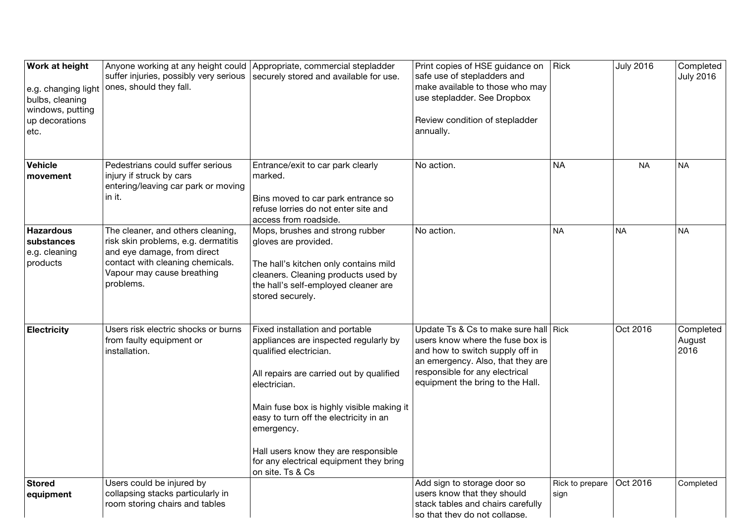| | | | | | | |
|---|---|---|---|---|---|---|
| **Work at height**<br><br>e.g. changing light bulbs, cleaning windows, putting up decorations etc. | Anyone working at any height could suffer injuries, possibly very serious ones, should they fall. | Appropriate, commercial stepladder securely stored and available for use. | Print copies of HSE guidance on safe use of stepladders and make available to those who may use stepladder. See Dropbox<br><br>Review condition of stepladder annually. | Rick | July 2016 | Completed July 2016 |
| **Vehicle movement** | Pedestrians could suffer serious injury if struck by cars entering/leaving car park or moving in it. | Entrance/exit to car park clearly marked.<br><br>Bins moved to car park entrance so refuse lorries do not enter site and access from roadside. | No action. | NA | NA | NA |
| **Hazardous substances** e.g. cleaning products | The cleaner, and others cleaning, risk skin problems, e.g. dermatitis and eye damage, from direct contact with cleaning chemicals. Vapour may cause breathing problems. | Mops, brushes and strong rubber gloves are provided.<br><br>The hall's kitchen only contains mild cleaners. Cleaning products used by the hall's self-employed cleaner are stored securely. | No action. | NA | NA | NA |
| **Electricity** | Users risk electric shocks or burns from faulty equipment or installation. | Fixed installation and portable appliances are inspected regularly by qualified electrician.<br><br>All repairs are carried out by qualified electrician.<br><br>Main fuse box is highly visible making it easy to turn off the electricity in an emergency.<br><br>Hall users know they are responsible for any electrical equipment they bring on site. Ts & Cs | Update Ts & Cs to make sure hall users know where the fuse box is and how to switch supply off in an emergency. Also, that they are responsible for any electrical equipment the bring to the Hall. | Rick | Oct 2016 | Completed August 2016 |
| **Stored equipment** | Users could be injured by collapsing stacks particularly in room storing chairs and tables | | Add sign to storage door so users know that they should stack tables and chairs carefully so that they do not collapse. | Rick to prepare sign | Oct 2016 | Completed |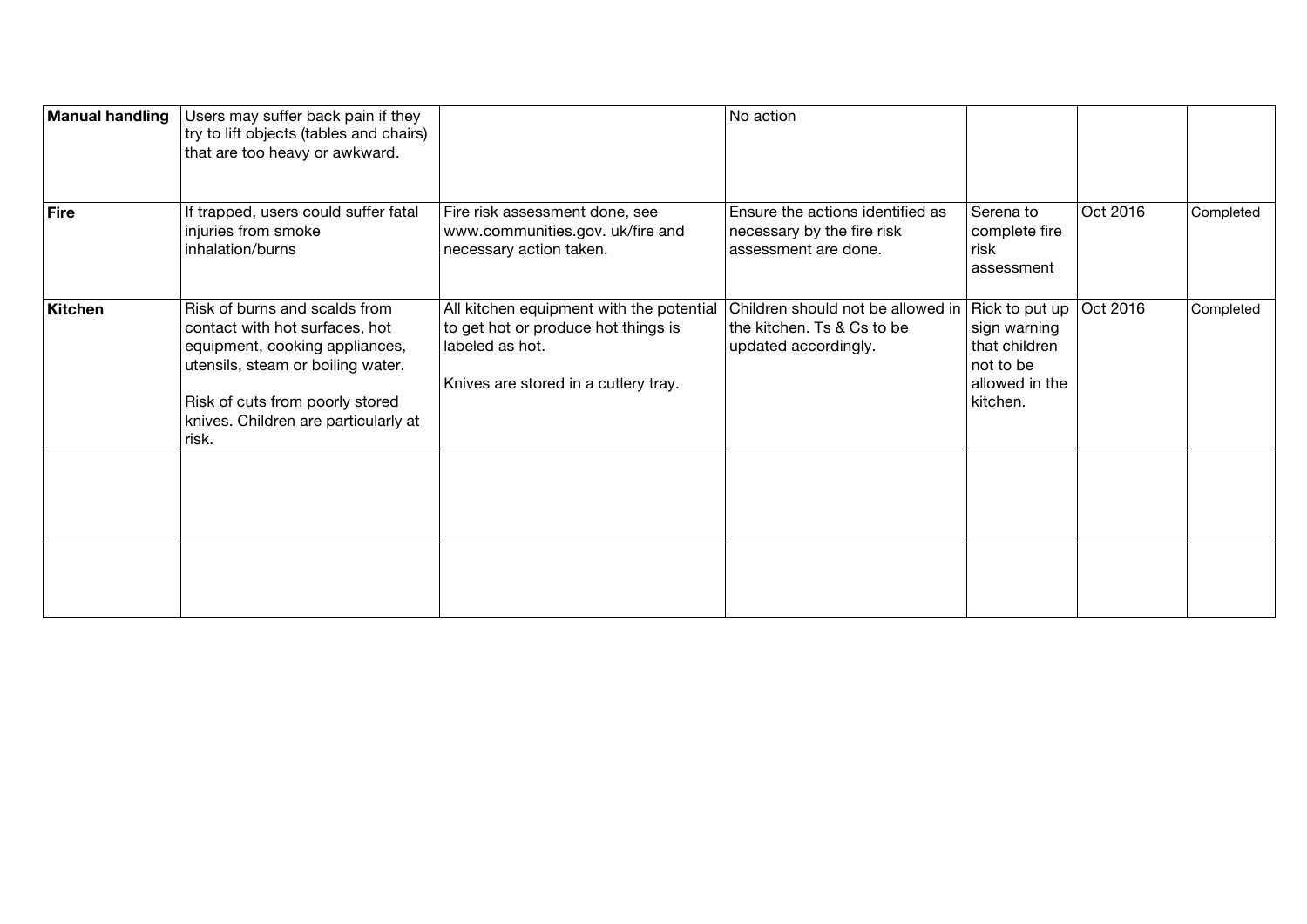| | | | | | | |
|---|---|---|---|---|---|---|
| **Manual handling** | Users may suffer back pain if they try to lift objects (tables and chairs) that are too heavy or awkward. | | No action | | | |
| **Fire** | If trapped, users could suffer fatal injuries from smoke inhalation/burns | Fire risk assessment done, see www.communities.gov. uk/fire and necessary action taken. | Ensure the actions identified as necessary by the fire risk assessment are done. | Serena to complete fire risk assessment | Oct 2016 | Completed |
| **Kitchen** | Risk of burns and scalds from contact with hot surfaces, hot equipment, cooking appliances, utensils, steam or boiling water.<br><br>Risk of cuts from poorly stored knives. Children are particularly at risk. | All kitchen equipment with the potential to get hot or produce hot things is labeled as hot.<br><br>Knives are stored in a cutlery tray. | Children should not be allowed in the kitchen. Ts & Cs to be updated accordingly. | Rick to put up sign warning that children not to be allowed in the kitchen. | Oct 2016 | Completed |
| | | | | | | |
| | | | | | | |